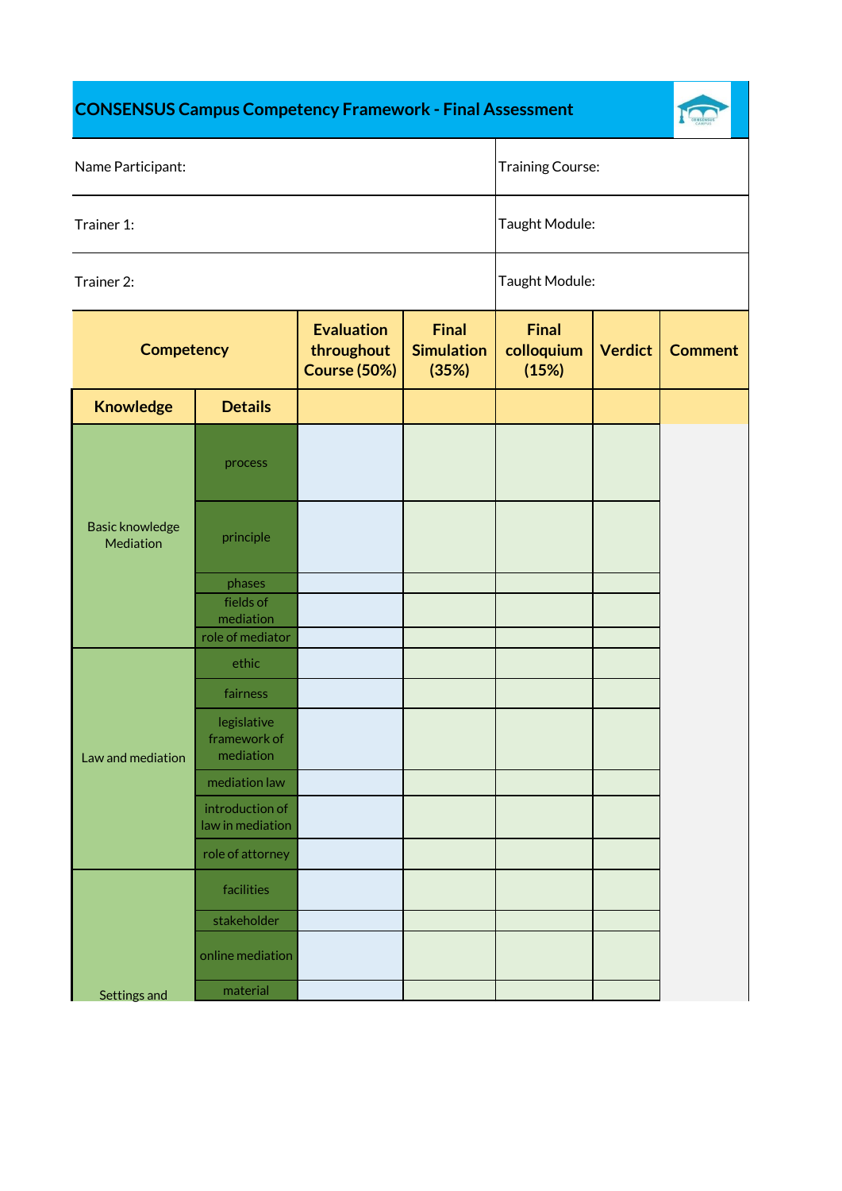# CONSENSUS Campus Competency Framework - Final Assessment

| Name Participant: | Training Course: |
|---|---|
| Trainer 1: | Taught Module: |
| Trainer 2: | Taught Module: |

| Competency | | Evaluation throughout Course (50%) | Final Simulation (35%) | Final colloquium (15%) | Verdict | Comment |
|---|---|---|---|---|---|---|
| **Knowledge** | **Details** | | | | | |
| Basic knowledge Mediation | process | | | | | |
| | principle | | | | | |
| | phases | | | | | |
| | fields of mediation | | | | | |
| | role of mediator | | | | | |
| Law and mediation | ethic | | | | | |
| | fairness | | | | | |
| | legislative framework of mediation | | | | | |
| | mediation law | | | | | |
| | introduction of law in mediation | | | | | |
| | role of attorney | | | | | |
| Settings and | facilities | | | | | |
| | stakeholder | | | | | |
| | online mediation | | | | | |
| | material | | | | | |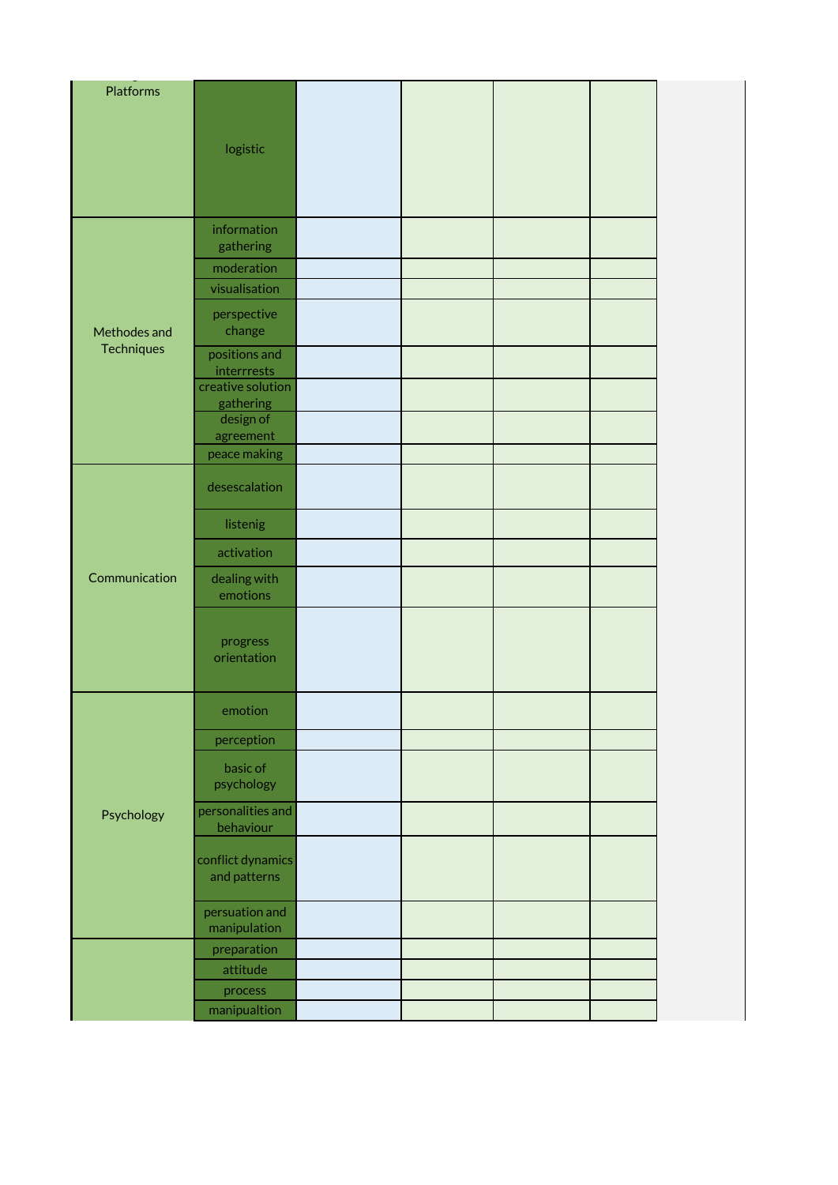| | | | | | |
|---|---|---|---|---|---|
| Platforms | logistic | | | | |
| Methodes and Techniques | information gathering | | | | |
| | moderation | | | | |
| | visualisation | | | | |
| | perspective change | | | | |
| | positions and interrrests | | | | |
| | creative solution gathering | | | | |
| | design of agreement | | | | |
| | peace making | | | | |
| Communication | desescalation | | | | |
| | listenig | | | | |
| | activation | | | | |
| | dealing with emotions | | | | |
| | progress orientation | | | | |
| Psychology | emotion | | | | |
| | perception | | | | |
| | basic of psychology | | | | |
| | personalities and behaviour | | | | |
| | conflict dynamics and patterns | | | | |
| | persuation and manipulation | | | | |
| | preparation | | | | |
| | attitude | | | | |
| | process | | | | |
| | manipualtion | | | | |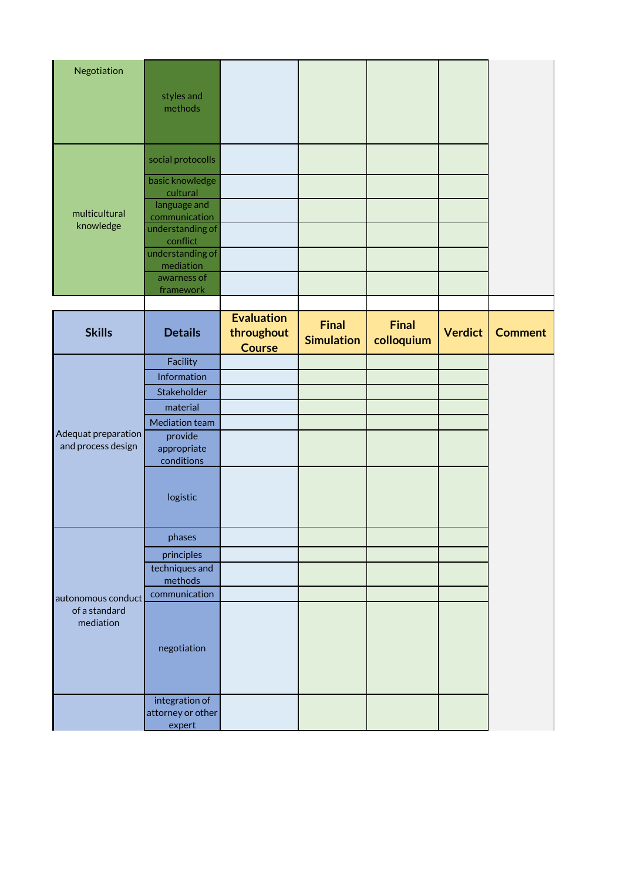| | | | | | | |
|---|---|---|---|---|---|---|
| Negotiation | styles and methods | | | | | |
| multicultural knowledge | social protocolls | | | | | |
| | basic knowledge cultural | | | | | |
| | language and communication | | | | | |
| | understanding of conflict | | | | | |
| | understanding of mediation | | | | | |
| | awarness of framework | | | | | |

| Skills | Details | Evaluation throughout Course | Final Simulation | Final colloquium | Verdict | Comment |
|---|---|---|---|---|---|---|
| Adequat preparation and process design | Facility | | | | | |
| | Information | | | | | |
| | Stakeholder | | | | | |
| | material | | | | | |
| | Mediation team | | | | | |
| | provide appropriate conditions | | | | | |
| | logistic | | | | | |
| autonomous conduct of a standard mediation | phases | | | | | |
| | principles | | | | | |
| | techniques and methods | | | | | |
| | communication | | | | | |
| | negotiation | | | | | |
| | integration of attorney or other expert | | | | | |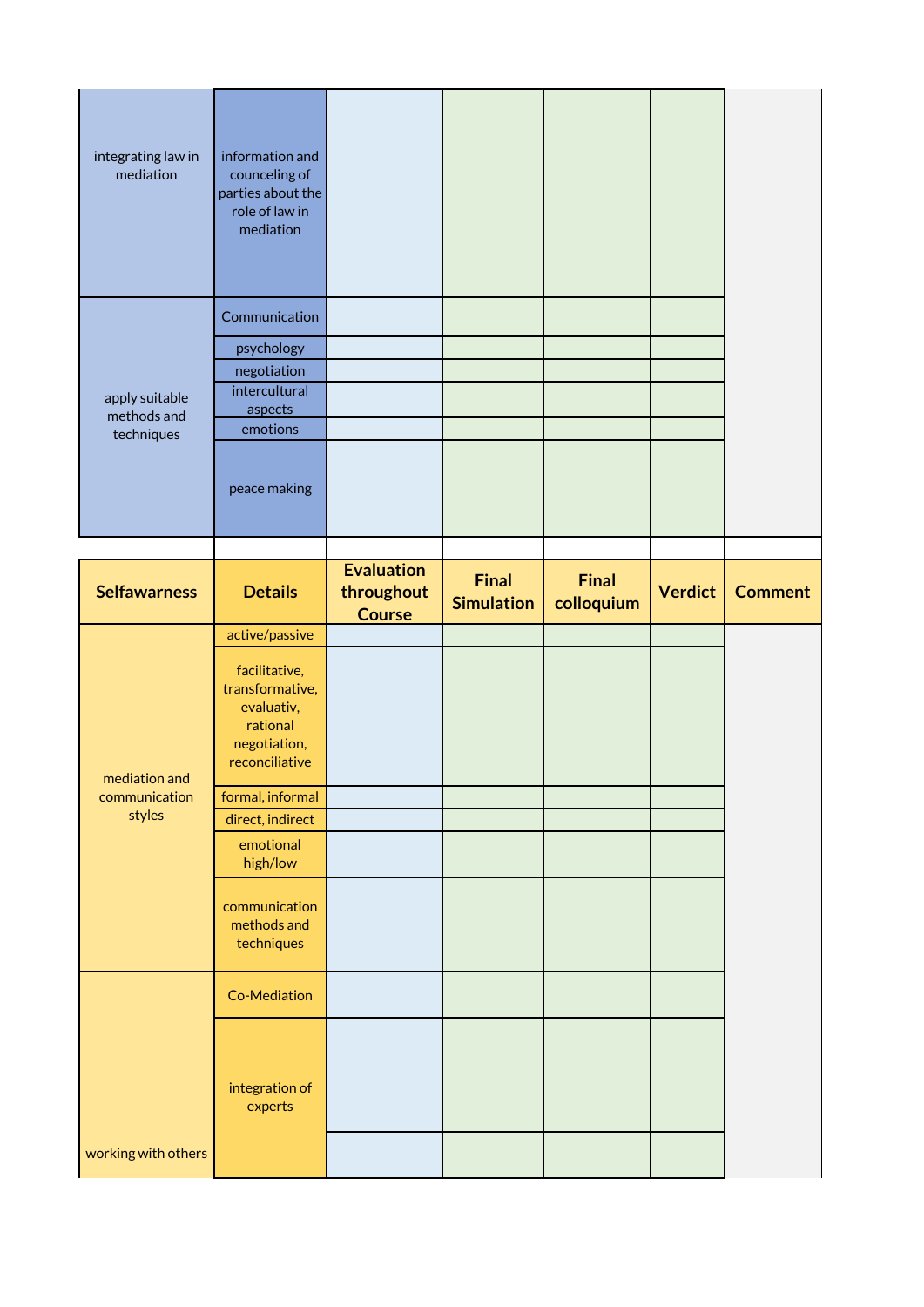| | | | | | | |
|---|---|---|---|---|---|---|
| integrating law in mediation | information and counceling of parties about the role of law in mediation | | | | | |
| apply suitable methods and techniques | Communication | | | | | |
| | psychology | | | | | |
| | negotiation | | | | | |
| | intercultural aspects | | | | | |
| | emotions | | | | | |
| | peace making | | | | | |

| Selfawarness | Details | Evaluation throughout Course | Final Simulation | Final colloquium | Verdict | Comment |
|---|---|---|---|---|---|---|
| mediation and communication styles | active/passive | | | | | |
| | facilitative, transformative, evaluativ, rational negotiation, reconciliative | | | | | |
| | formal, informal | | | | | |
| | direct, indirect | | | | | |
| | emotional high/low | | | | | |
| | communication methods and techniques | | | | | |
| working with others | Co-Mediation | | | | | |
| | integration of experts | | | | | |
| | | | | | | |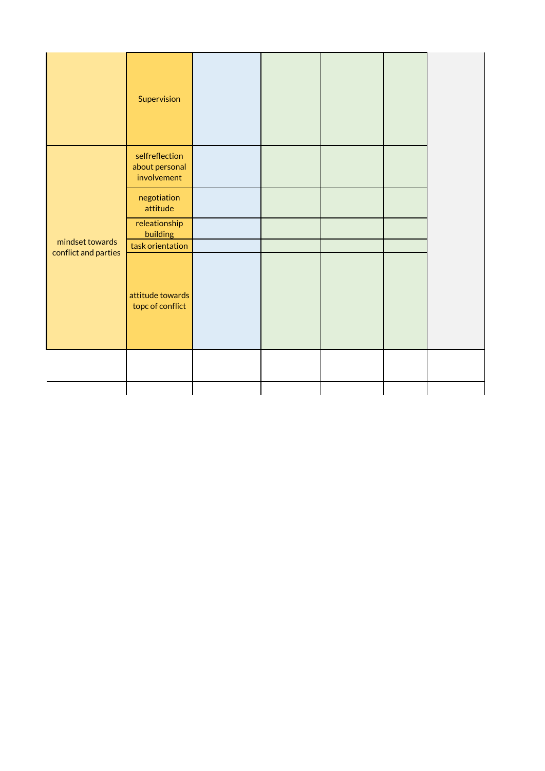| | | | | | | |
|---|---|---|---|---|---|---|
| | Supervision | | | | | |
| mindset towards conflict and parties | selfreflection about personal involvement | | | | | |
| | negotiation attitude | | | | | |
| | releationship building | | | | | |
| | task orientation | | | | | |
| | attitude towards topc of conflict | | | | | |
| | | | | | | |
| | | | | | | |